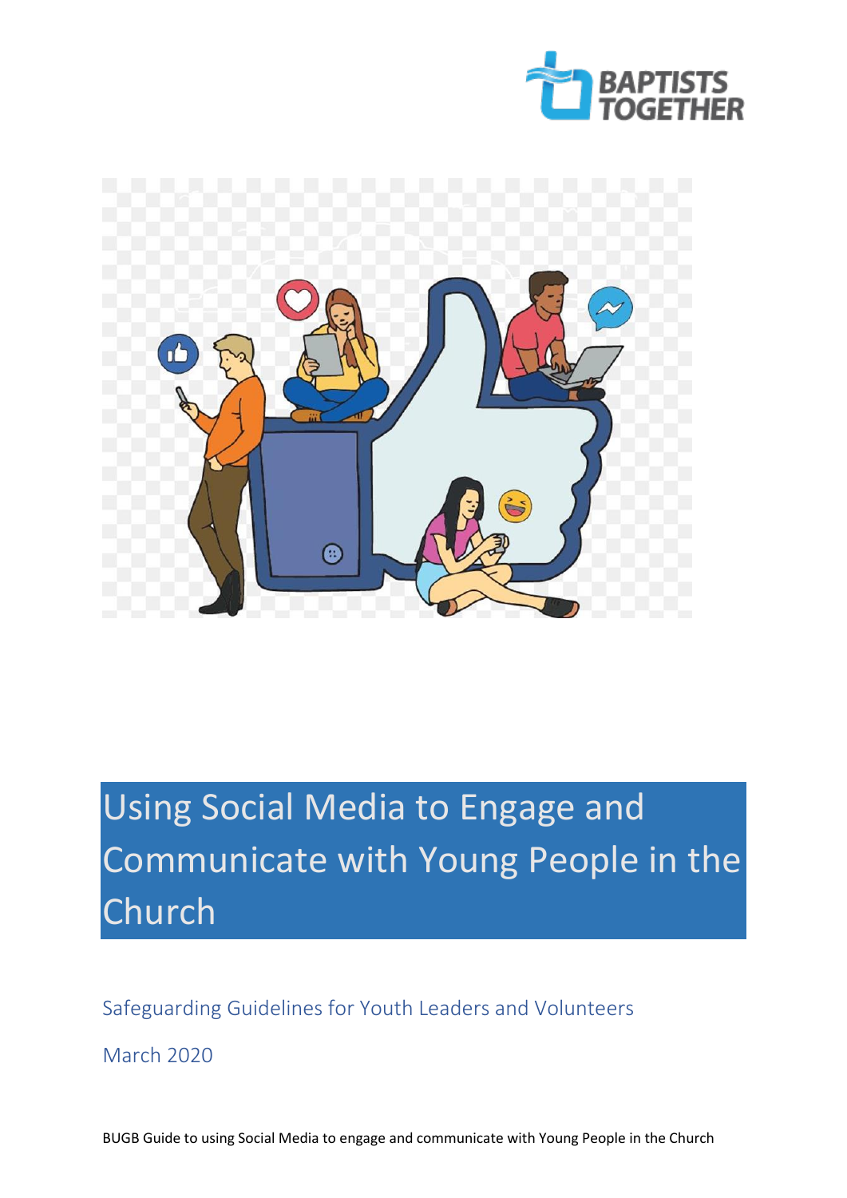# Using Social Media to Engage and Communicate with Young People in the Church

Safeguarding Guidelines for Youth Leaders and Volunteers

March 2020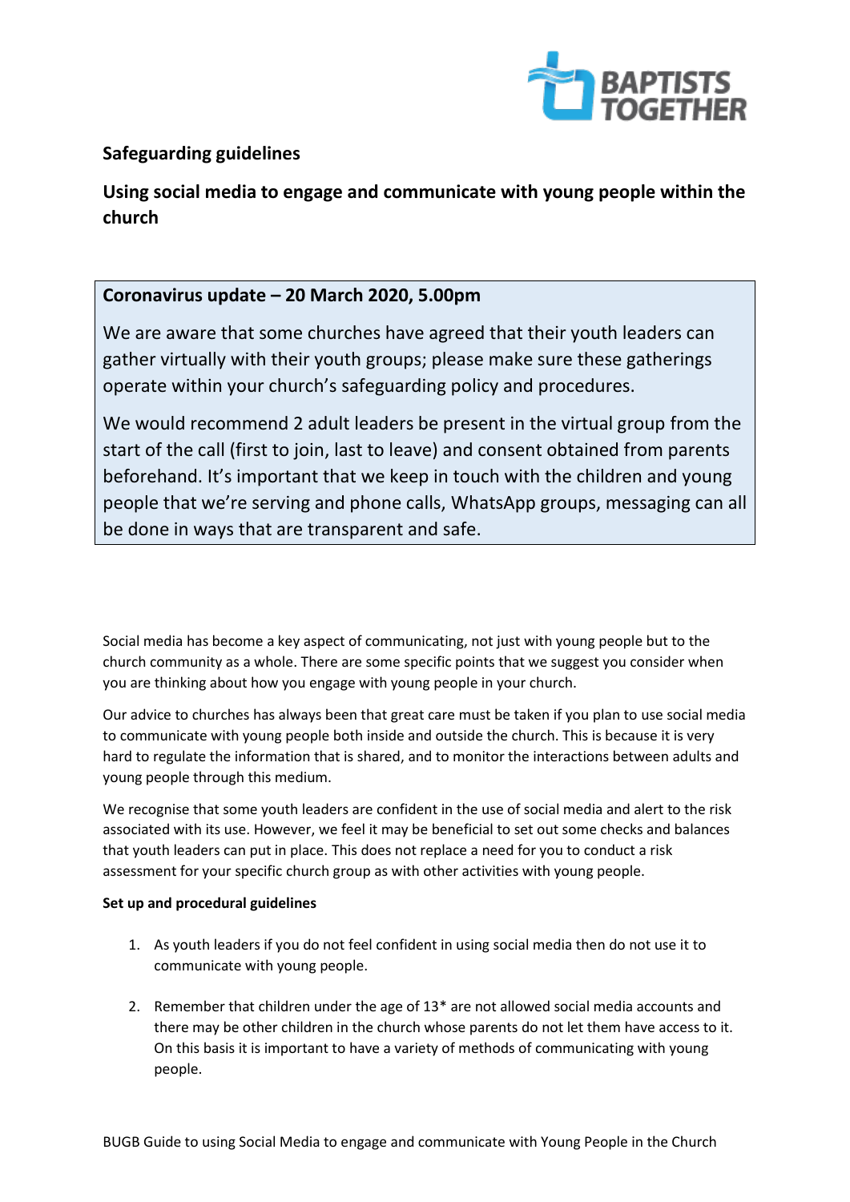## Safeguarding guidelines

## Using social media to engage and communicate with young people within the church

> **Coronavirus update – 20 March 2020, 5.00pm**
>
> We are aware that some churches have agreed that their youth leaders can gather virtually with their youth groups; please make sure these gatherings operate within your church's safeguarding policy and procedures.
>
> We would recommend 2 adult leaders be present in the virtual group from the start of the call (first to join, last to leave) and consent obtained from parents beforehand. It's important that we keep in touch with the children and young people that we're serving and phone calls, WhatsApp groups, messaging can all be done in ways that are transparent and safe.

Social media has become a key aspect of communicating, not just with young people but to the church community as a whole. There are some specific points that we suggest you consider when you are thinking about how you engage with young people in your church.

Our advice to churches has always been that great care must be taken if you plan to use social media to communicate with young people both inside and outside the church. This is because it is very hard to regulate the information that is shared, and to monitor the interactions between adults and young people through this medium.

We recognise that some youth leaders are confident in the use of social media and alert to the risk associated with its use. However, we feel it may be beneficial to set out some checks and balances that youth leaders can put in place. This does not replace a need for you to conduct a risk assessment for your specific church group as with other activities with young people.

**Set up and procedural guidelines**

1. As youth leaders if you do not feel confident in using social media then do not use it to communicate with young people.

2. Remember that children under the age of 13* are not allowed social media accounts and there may be other children in the church whose parents do not let them have access to it. On this basis it is important to have a variety of methods of communicating with young people.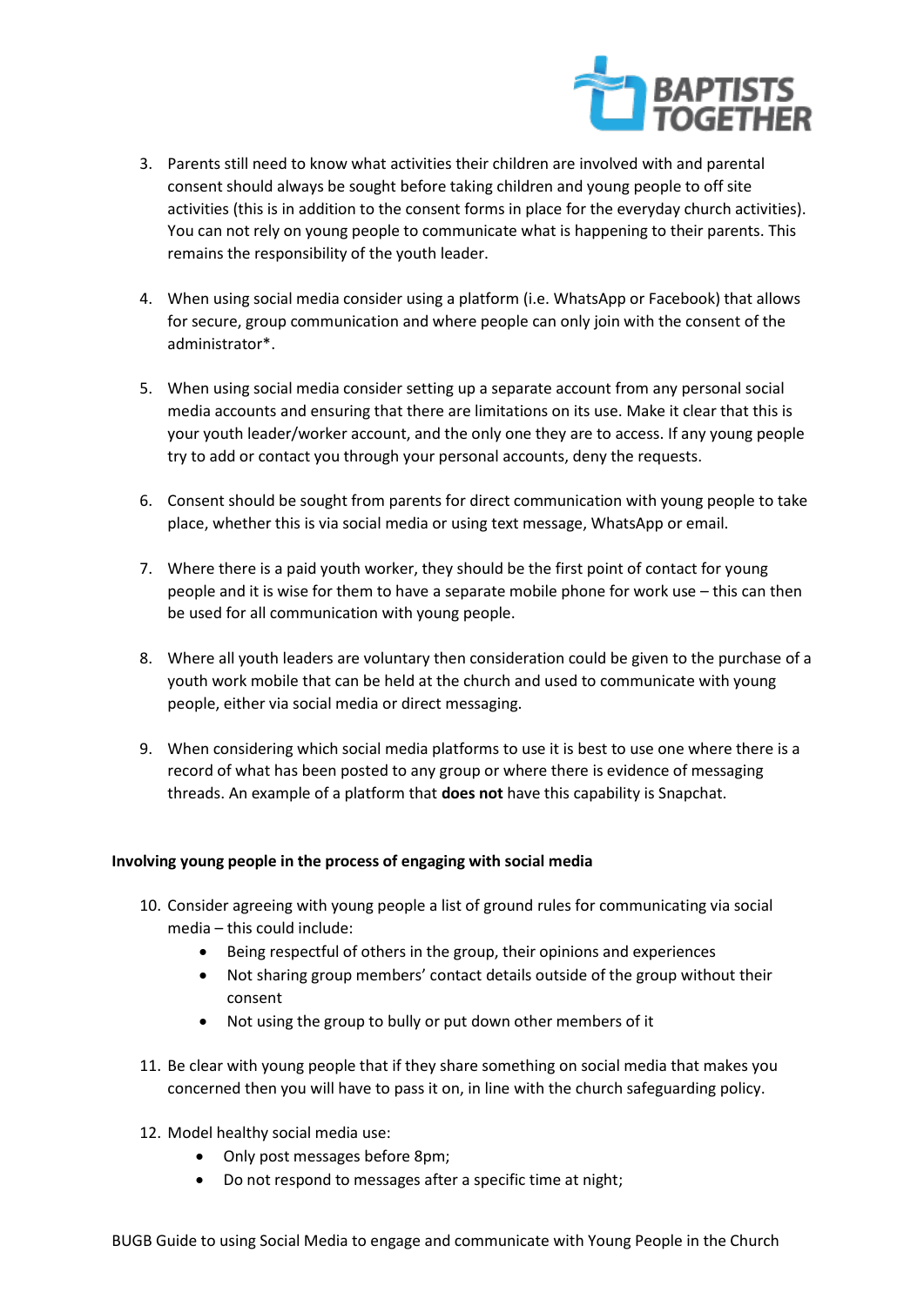3. Parents still need to know what activities their children are involved with and parental consent should always be sought before taking children and young people to off site activities (this is in addition to the consent forms in place for the everyday church activities). You can not rely on young people to communicate what is happening to their parents. This remains the responsibility of the youth leader.

4. When using social media consider using a platform (i.e. WhatsApp or Facebook) that allows for secure, group communication and where people can only join with the consent of the administrator*.

5. When using social media consider setting up a separate account from any personal social media accounts and ensuring that there are limitations on its use. Make it clear that this is your youth leader/worker account, and the only one they are to access. If any young people try to add or contact you through your personal accounts, deny the requests.

6. Consent should be sought from parents for direct communication with young people to take place, whether this is via social media or using text message, WhatsApp or email.

7. Where there is a paid youth worker, they should be the first point of contact for young people and it is wise for them to have a separate mobile phone for work use – this can then be used for all communication with young people.

8. Where all youth leaders are voluntary then consideration could be given to the purchase of a youth work mobile that can be held at the church and used to communicate with young people, either via social media or direct messaging.

9. When considering which social media platforms to use it is best to use one where there is a record of what has been posted to any group or where there is evidence of messaging threads. An example of a platform that **does not** have this capability is Snapchat.

**Involving young people in the process of engaging with social media**

10. Consider agreeing with young people a list of ground rules for communicating via social media – this could include:
    - Being respectful of others in the group, their opinions and experiences
    - Not sharing group members' contact details outside of the group without their consent
    - Not using the group to bully or put down other members of it

11. Be clear with young people that if they share something on social media that makes you concerned then you will have to pass it on, in line with the church safeguarding policy.

12. Model healthy social media use:
    - Only post messages before 8pm;
    - Do not respond to messages after a specific time at night;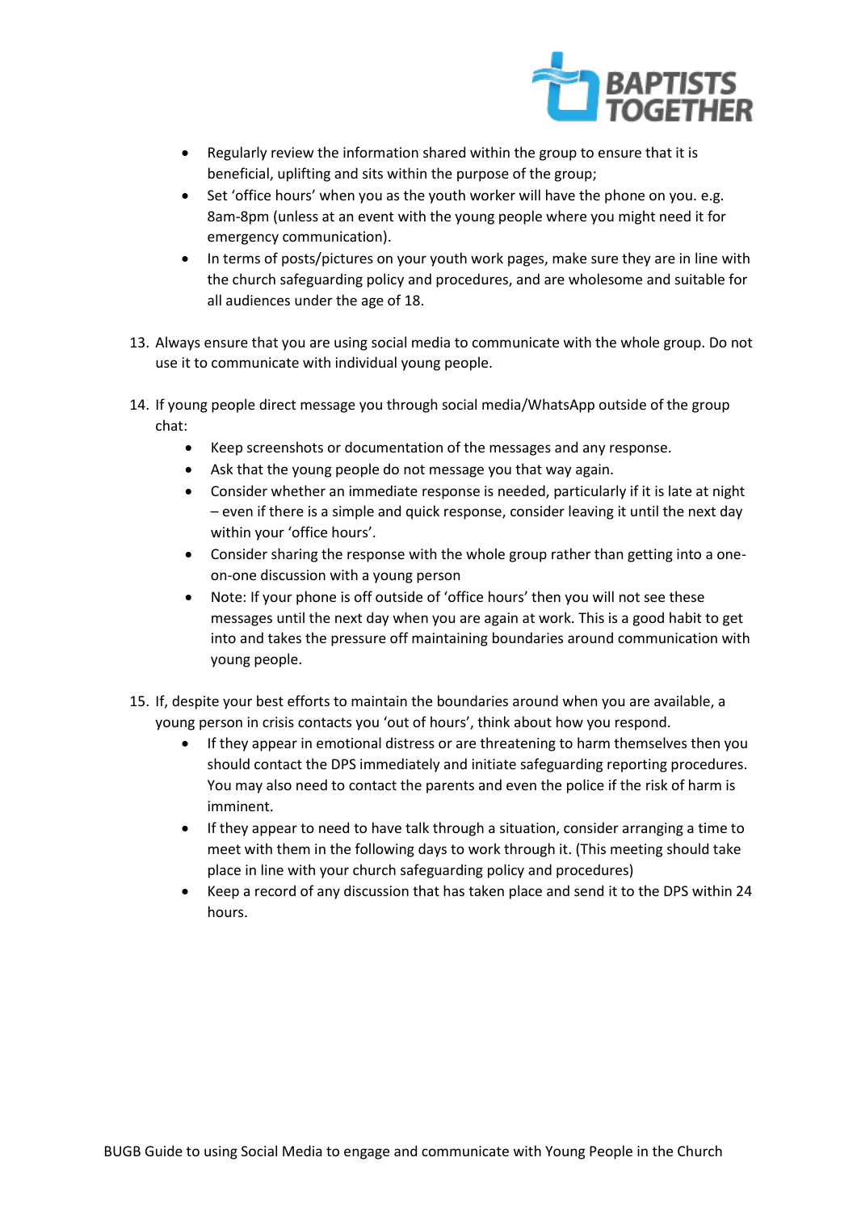- Regularly review the information shared within the group to ensure that it is beneficial, uplifting and sits within the purpose of the group;
- Set 'office hours' when you as the youth worker will have the phone on you. e.g. 8am-8pm (unless at an event with the young people where you might need it for emergency communication).
- In terms of posts/pictures on your youth work pages, make sure they are in line with the church safeguarding policy and procedures, and are wholesome and suitable for all audiences under the age of 18.

13. Always ensure that you are using social media to communicate with the whole group. Do not use it to communicate with individual young people.

14. If young people direct message you through social media/WhatsApp outside of the group chat:
    - Keep screenshots or documentation of the messages and any response.
    - Ask that the young people do not message you that way again.
    - Consider whether an immediate response is needed, particularly if it is late at night – even if there is a simple and quick response, consider leaving it until the next day within your 'office hours'.
    - Consider sharing the response with the whole group rather than getting into a one-on-one discussion with a young person
    - Note: If your phone is off outside of 'office hours' then you will not see these messages until the next day when you are again at work. This is a good habit to get into and takes the pressure off maintaining boundaries around communication with young people.

15. If, despite your best efforts to maintain the boundaries around when you are available, a young person in crisis contacts you 'out of hours', think about how you respond.
    - If they appear in emotional distress or are threatening to harm themselves then you should contact the DPS immediately and initiate safeguarding reporting procedures. You may also need to contact the parents and even the police if the risk of harm is imminent.
    - If they appear to need to have talk through a situation, consider arranging a time to meet with them in the following days to work through it. (This meeting should take place in line with your church safeguarding policy and procedures)
    - Keep a record of any discussion that has taken place and send it to the DPS within 24 hours.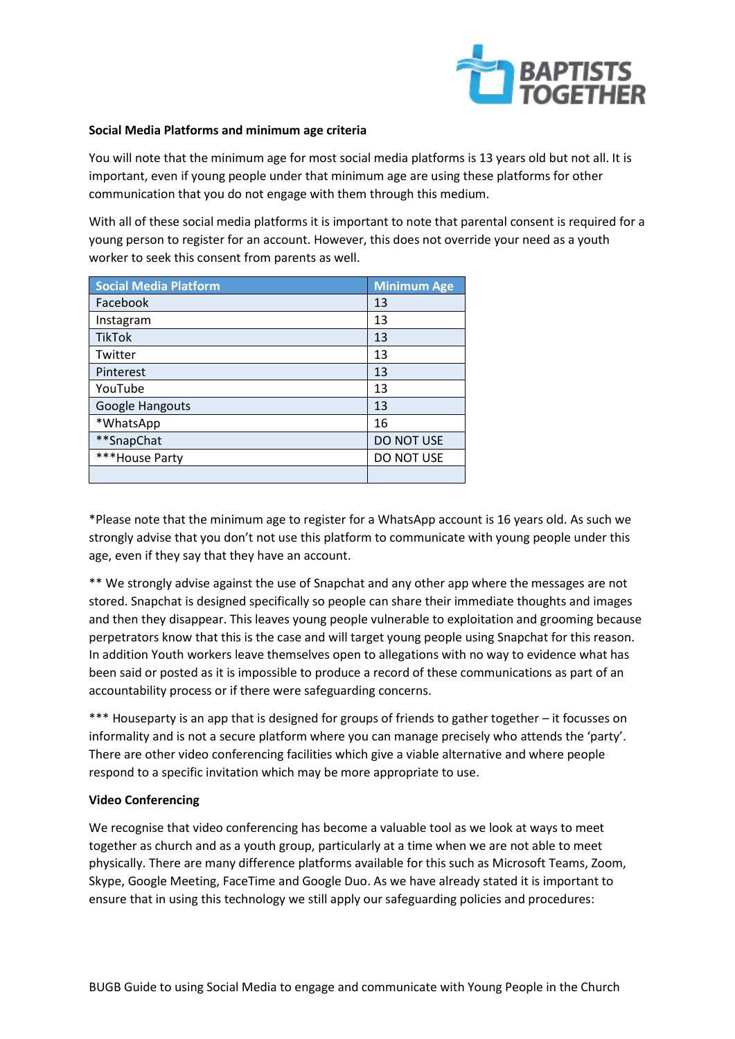**Social Media Platforms and minimum age criteria**

You will note that the minimum age for most social media platforms is 13 years old but not all. It is important, even if young people under that minimum age are using these platforms for other communication that you do not engage with them through this medium.

With all of these social media platforms it is important to note that parental consent is required for a young person to register for an account. However, this does not override your need as a youth worker to seek this consent from parents as well.

| Social Media Platform | Minimum Age |
|---|---|
| Facebook | 13 |
| Instagram | 13 |
| TikTok | 13 |
| Twitter | 13 |
| Pinterest | 13 |
| YouTube | 13 |
| Google Hangouts | 13 |
| *WhatsApp | 16 |
| **SnapChat | DO NOT USE |
| ***House Party | DO NOT USE |
| | |

*Please note that the minimum age to register for a WhatsApp account is 16 years old. As such we strongly advise that you don't not use this platform to communicate with young people under this age, even if they say that they have an account.

** We strongly advise against the use of Snapchat and any other app where the messages are not stored. Snapchat is designed specifically so people can share their immediate thoughts and images and then they disappear. This leaves young people vulnerable to exploitation and grooming because perpetrators know that this is the case and will target young people using Snapchat for this reason. In addition Youth workers leave themselves open to allegations with no way to evidence what has been said or posted as it is impossible to produce a record of these communications as part of an accountability process or if there were safeguarding concerns.

*** Houseparty is an app that is designed for groups of friends to gather together – it focusses on informality and is not a secure platform where you can manage precisely who attends the 'party'. There are other video conferencing facilities which give a viable alternative and where people respond to a specific invitation which may be more appropriate to use.

**Video Conferencing**

We recognise that video conferencing has become a valuable tool as we look at ways to meet together as church and as a youth group, particularly at a time when we are not able to meet physically. There are many difference platforms available for this such as Microsoft Teams, Zoom, Skype, Google Meeting, FaceTime and Google Duo. As we have already stated it is important to ensure that in using this technology we still apply our safeguarding policies and procedures: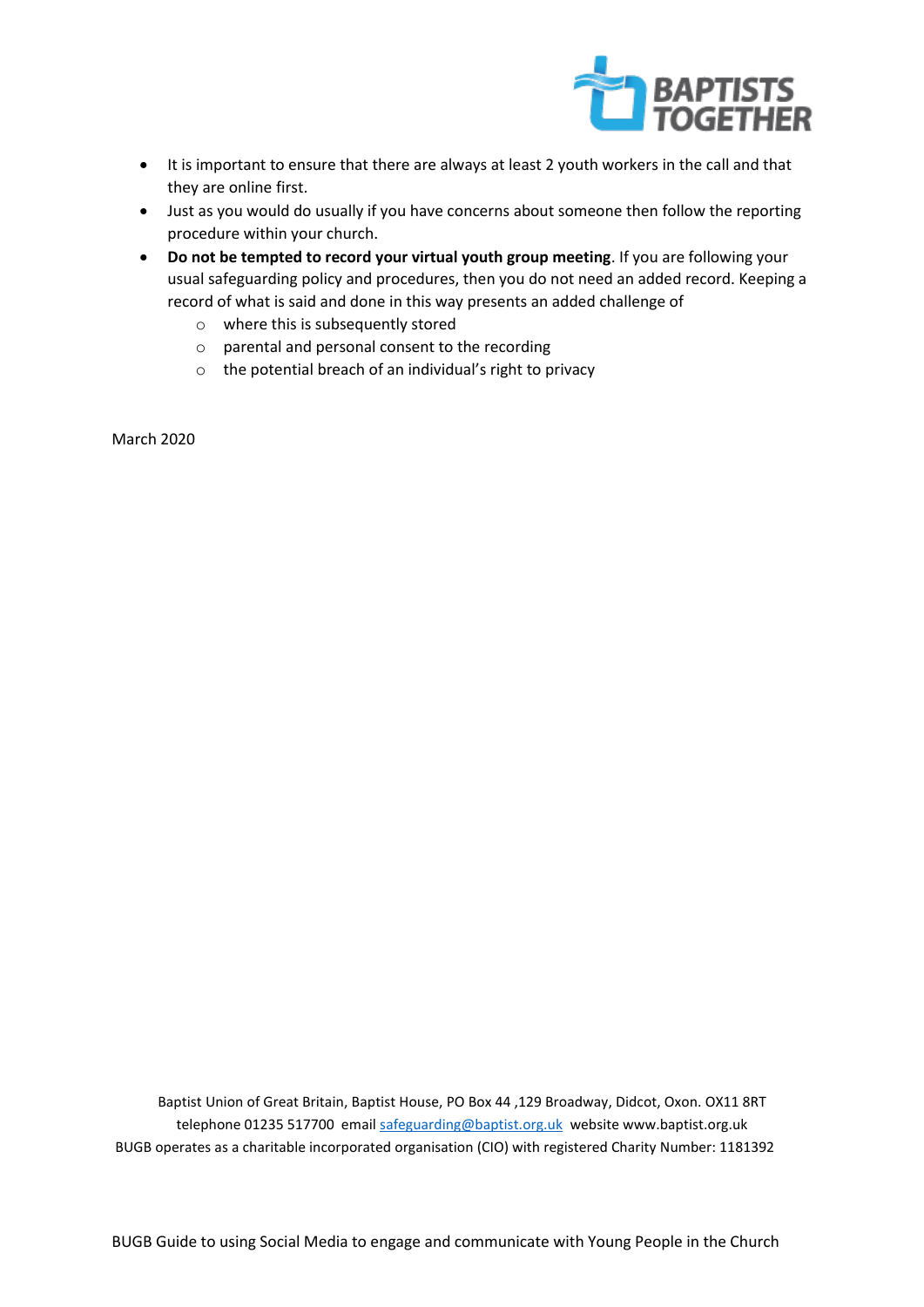- It is important to ensure that there are always at least 2 youth workers in the call and that they are online first.
- Just as you would do usually if you have concerns about someone then follow the reporting procedure within your church.
- **Do not be tempted to record your virtual youth group meeting**. If you are following your usual safeguarding policy and procedures, then you do not need an added record. Keeping a record of what is said and done in this way presents an added challenge of
  - where this is subsequently stored
  - parental and personal consent to the recording
  - the potential breach of an individual's right to privacy

March 2020

Baptist Union of Great Britain, Baptist House, PO Box 44 ,129 Broadway, Didcot, Oxon. OX11 8RT
telephone 01235 517700 email safeguarding@baptist.org.uk website www.baptist.org.uk
BUGB operates as a charitable incorporated organisation (CIO) with registered Charity Number: 1181392